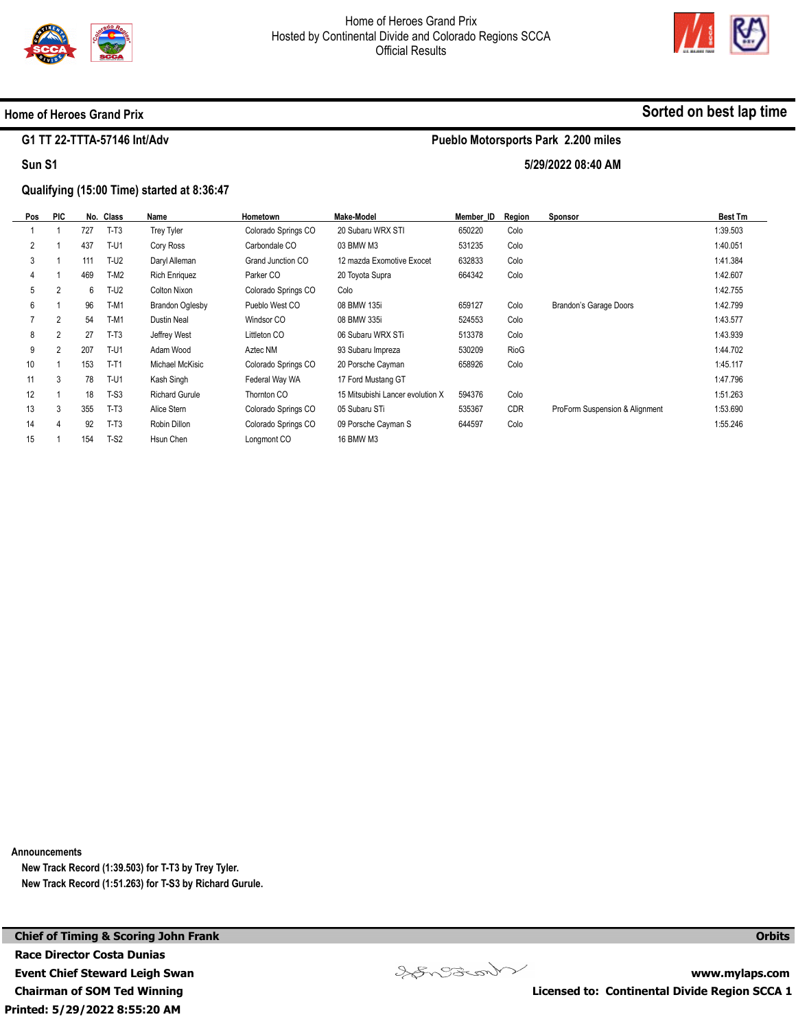# Home of Heroes Grand Prix
Hosted by Continental Divide and Colorado Regions SCCA
Official Results

**Home of Heroes Grand Prix** — **Sorted on best lap time**

**G1 TT 22-TTTA-57146 Int/Adv** — **Pueblo Motorsports Park 2.200 miles**

**Sun S1** — **5/29/2022 08:40 AM**

**Qualifying (15:00 Time) started at 8:36:47**

| Pos | PIC | No. | Class | Name | Hometown | Make-Model | Member_ID | Region | Sponsor | Best Tm |
|---|---|---|---|---|---|---|---|---|---|---|
| 1 | 1 | 727 | T-T3 | Trey Tyler | Colorado Springs CO | 20 Subaru WRX STI | 650220 | Colo | | 1:39.503 |
| 2 | 1 | 437 | T-U1 | Cory Ross | Carbondale CO | 03 BMW M3 | 531235 | Colo | | 1:40.051 |
| 3 | 1 | 111 | T-U2 | Daryl Alleman | Grand Junction CO | 12 mazda Exomotive Exocet | 632833 | Colo | | 1:41.384 |
| 4 | 1 | 469 | T-M2 | Rich Enriquez | Parker CO | 20 Toyota Supra | 664342 | Colo | | 1:42.607 |
| 5 | 2 | 6 | T-U2 | Colton Nixon | Colorado Springs CO | Colo | | | | 1:42.755 |
| 6 | 1 | 96 | T-M1 | Brandon Oglesby | Pueblo West CO | 08 BMW 135i | 659127 | Colo | Brandon's Garage Doors | 1:42.799 |
| 7 | 2 | 54 | T-M1 | Dustin Neal | Windsor CO | 08 BMW 335i | 524553 | Colo | | 1:43.577 |
| 8 | 2 | 27 | T-T3 | Jeffrey West | Littleton CO | 06 Subaru WRX STi | 513378 | Colo | | 1:43.939 |
| 9 | 2 | 207 | T-U1 | Adam Wood | Aztec NM | 93 Subaru Impreza | 530209 | RioG | | 1:44.702 |
| 10 | 1 | 153 | T-T1 | Michael McKisic | Colorado Springs CO | 20 Porsche Cayman | 658926 | Colo | | 1:45.117 |
| 11 | 3 | 78 | T-U1 | Kash Singh | Federal Way WA | 17 Ford Mustang GT | | | | 1:47.796 |
| 12 | 1 | 18 | T-S3 | Richard Gurule | Thornton CO | 15 Mitsubishi Lancer evolution X | 594376 | Colo | | 1:51.263 |
| 13 | 3 | 355 | T-T3 | Alice Stern | Colorado Springs CO | 05 Subaru STi | 535367 | CDR | ProForm Suspension & Alignment | 1:53.690 |
| 14 | 4 | 92 | T-T3 | Robin Dillon | Colorado Springs CO | 09 Porsche Cayman S | 644597 | Colo | | 1:55.246 |
| 15 | 1 | 154 | T-S2 | Hsun Chen | Longmont CO | 16 BMW M3 | | | | |

**Announcements**

New Track Record (1:39.503) for T-T3 by Trey Tyler.
New Track Record (1:51.263) for T-S3 by Richard Gurule.

**Chief of Timing & Scoring John Frank**
**Race Director Costa Dunias**
**Event Chief Steward Leigh Swan**
**Chairman of SOM Ted Winning**
**Printed: 5/29/2022 8:55:20 AM**

**Orbits**
**www.mylaps.com**
**Licensed to: Continental Divide Region SCCA 1**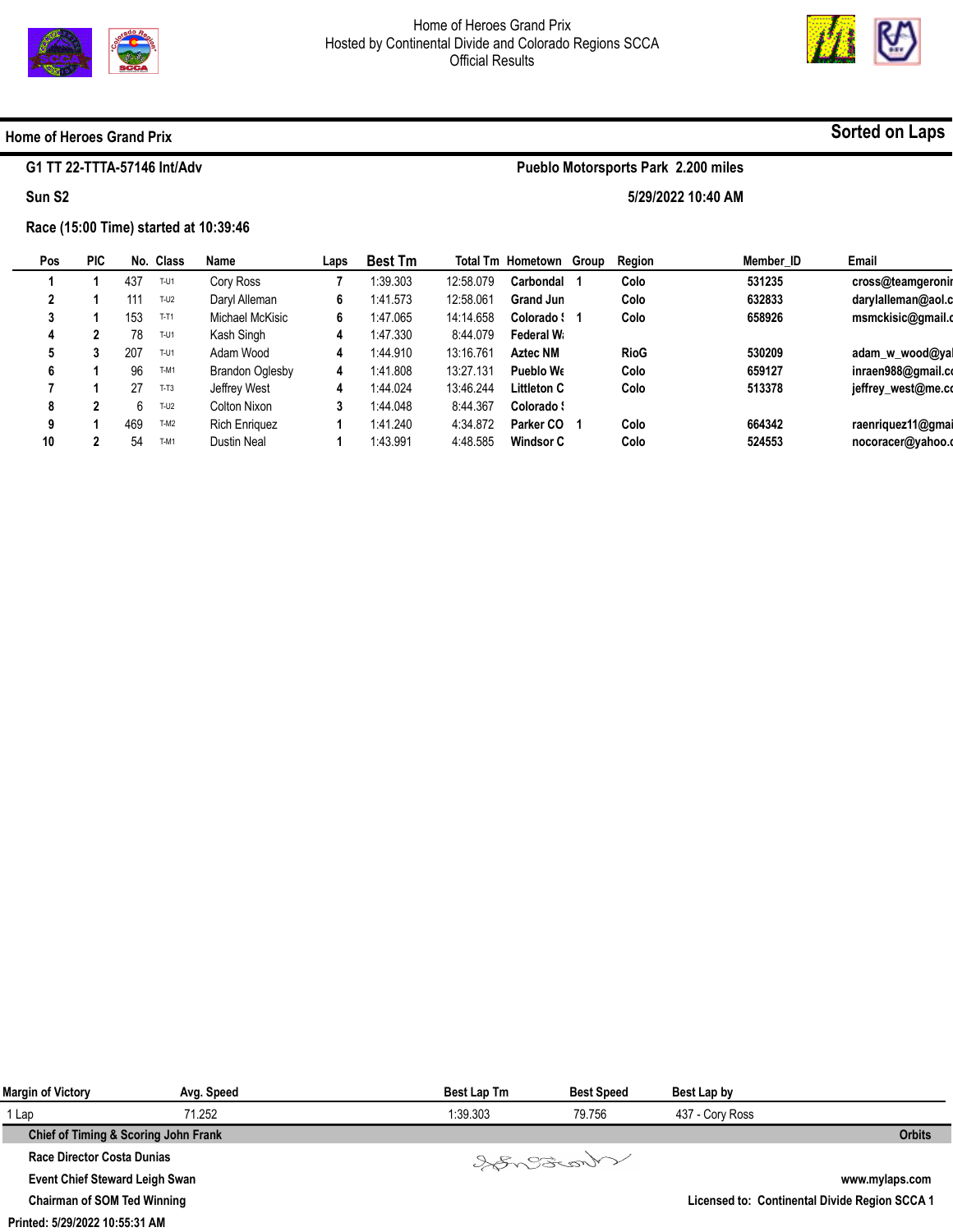Home of Heroes Grand Prix
Hosted by Continental Divide and Colorado Regions SCCA
Official Results

## Home of Heroes Grand Prix

**Sorted on Laps**

**G1 TT 22-TTTA-57146 Int/Adv** — **Pueblo Motorsports Park 2.200 miles**

**Sun S2** — **5/29/2022 10:40 AM**

**Race (15:00 Time) started at 10:39:46**

| Pos | PIC | No. | Class | Name | Laps | Best Tm | Total Tm | Hometown | Group | Region | Member_ID | Email |
|---|---|---|---|---|---|---|---|---|---|---|---|---|
| 1 | 1 | 437 | T-U1 | Cory Ross | 7 | 1:39.303 | 12:58.079 | Carbondal | 1 | Colo | 531235 | cross@teamgeronir |
| 2 | 1 | 111 | T-U2 | Daryl Alleman | 6 | 1:41.573 | 12:58.061 | Grand Jun | | Colo | 632833 | darylalleman@aol.c |
| 3 | 1 | 153 | T-T1 | Michael McKisic | 6 | 1:47.065 | 14:14.658 | Colorado S | 1 | Colo | 658926 | msmckisic@gmail.c |
| 4 | 2 | 78 | T-U1 | Kash Singh | 4 | 1:47.330 | 8:44.079 | Federal W | | | | |
| 5 | 3 | 207 | T-U1 | Adam Wood | 4 | 1:44.910 | 13:16.761 | Aztec NM | | RioG | 530209 | adam_w_wood@ya |
| 6 | 1 | 96 | T-M1 | Brandon Oglesby | 4 | 1:41.808 | 13:27.131 | Pueblo We | | Colo | 659127 | inraen988@gmail.c |
| 7 | 1 | 27 | T-T3 | Jeffrey West | 4 | 1:44.024 | 13:46.244 | Littleton C | | Colo | 513378 | jeffrey_west@me.c |
| 8 | 2 | 6 | T-U2 | Colton Nixon | 3 | 1:44.048 | 8:44.367 | Colorado S | | | | |
| 9 | 1 | 469 | T-M2 | Rich Enriquez | 1 | 1:41.240 | 4:34.872 | Parker CO | 1 | Colo | 664342 | raenriquez11@gmai |
| 10 | 2 | 54 | T-M1 | Dustin Neal | 1 | 1:43.991 | 4:48.585 | Windsor C | | Colo | 524553 | nocoracer@yahoo.c |

| Margin of Victory | Avg. Speed | Best Lap Tm | Best Speed | Best Lap by |
|---|---|---|---|---|
| 1 Lap | 71.252 | 1:39.303 | 79.756 | 437 - Cory Ross |

**Chief of Timing & Scoring John Frank** — **Orbits**

**Race Director Costa Dunias**

**Event Chief Steward Leigh Swan** — **www.mylaps.com**

**Chairman of SOM Ted Winning** — **Licensed to: Continental Divide Region SCCA 1**

**Printed: 5/29/2022 10:55:31 AM**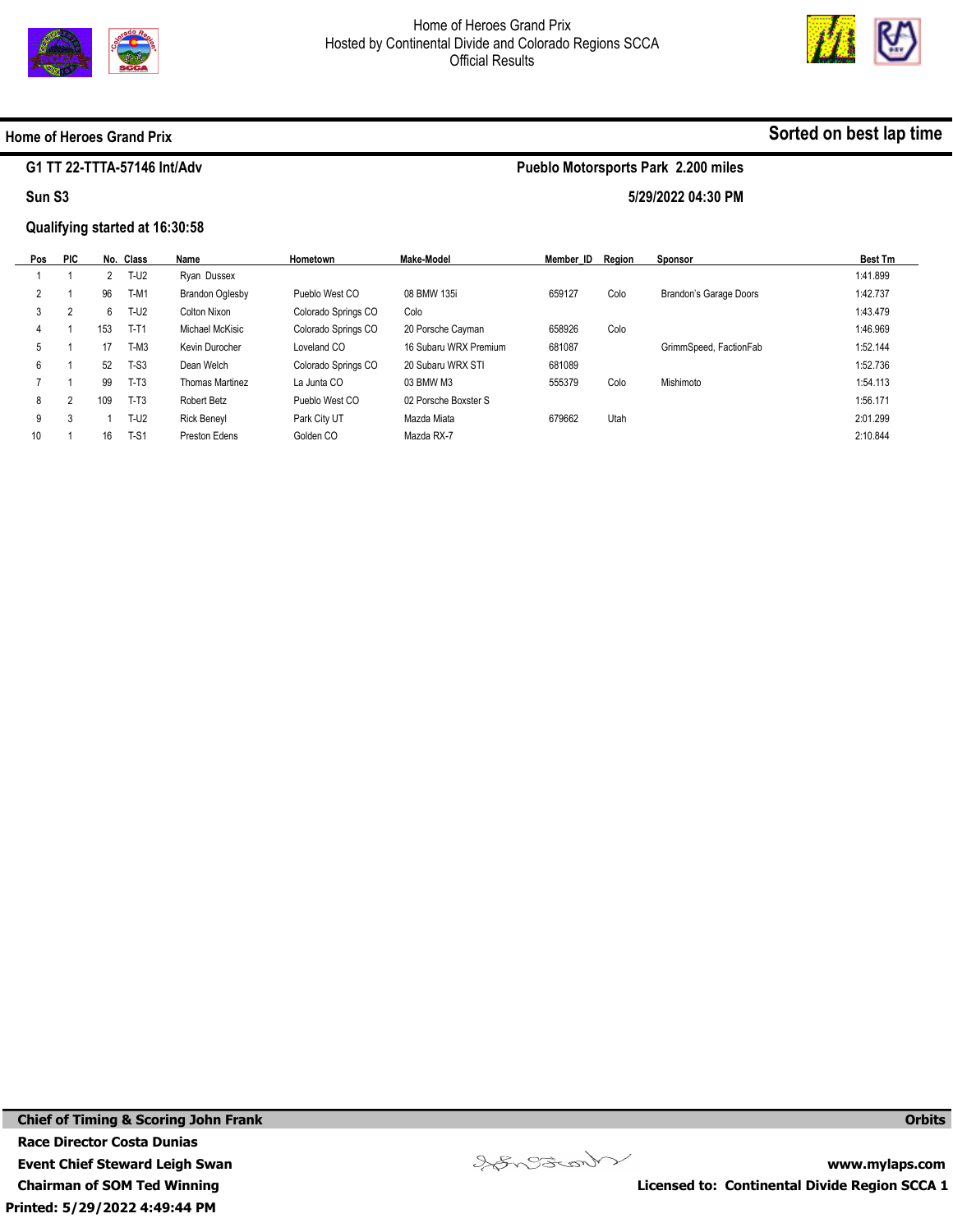Home of Heroes Grand Prix
Hosted by Continental Divide and Colorado Regions SCCA
Official Results

## Home of Heroes Grand Prix

**Sorted on best lap time**

**G1 TT 22-TTTA-57146 Int/Adv** — **Pueblo Motorsports Park 2.200 miles**

**Sun S3** — **5/29/2022 04:30 PM**

**Qualifying started at 16:30:58**

| Pos | PIC | No. | Class | Name | Hometown | Make-Model | Member_ID | Region | Sponsor | Best Tm |
|---|---|---|---|---|---|---|---|---|---|---|
| 1 | 1 | 2 | T-U2 | Ryan Dussex | | | | | | 1:41.899 |
| 2 | 1 | 96 | T-M1 | Brandon Oglesby | Pueblo West CO | 08 BMW 135i | 659127 | Colo | Brandon's Garage Doors | 1:42.737 |
| 3 | 2 | 6 | T-U2 | Colton Nixon | Colorado Springs CO | Colo | | | | 1:43.479 |
| 4 | 1 | 153 | T-T1 | Michael McKisic | Colorado Springs CO | 20 Porsche Cayman | 658926 | Colo | | 1:46.969 |
| 5 | 1 | 17 | T-M3 | Kevin Durocher | Loveland CO | 16 Subaru WRX Premium | 681087 | | GrimmSpeed, FactionFab | 1:52.144 |
| 6 | 1 | 52 | T-S3 | Dean Welch | Colorado Springs CO | 20 Subaru WRX STI | 681089 | | | 1:52.736 |
| 7 | 1 | 99 | T-T3 | Thomas Martinez | La Junta CO | 03 BMW M3 | 555379 | Colo | Mishimoto | 1:54.113 |
| 8 | 2 | 109 | T-T3 | Robert Betz | Pueblo West CO | 02 Porsche Boxster S | | | | 1:56.171 |
| 9 | 3 | 1 | T-U2 | Rick Beneyl | Park City UT | Mazda Miata | 679662 | Utah | | 2:01.299 |
| 10 | 1 | 16 | T-S1 | Preston Edens | Golden CO | Mazda RX-7 | | | | 2:10.844 |

**Chief of Timing & Scoring John Frank**
**Race Director Costa Dunias**
**Event Chief Steward Leigh Swan**
**Chairman of SOM Ted Winning**
**Printed: 5/29/2022 4:49:44 PM**

**Orbits**
**www.mylaps.com**
**Licensed to: Continental Divide Region SCCA 1**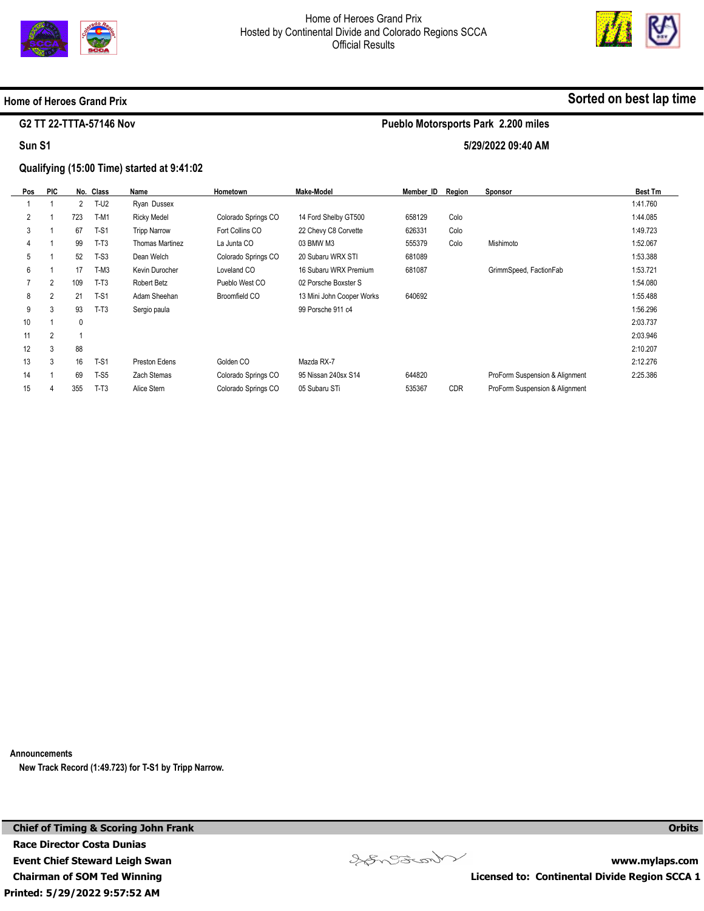Home of Heroes Grand Prix
Hosted by Continental Divide and Colorado Regions SCCA
Official Results

## Home of Heroes Grand Prix

**Sorted on best lap time**

**G2 TT 22-TTTA-57146 Nov** — **Pueblo Motorsports Park 2.200 miles**

**Sun S1** — **5/29/2022 09:40 AM**

**Qualifying (15:00 Time) started at 9:41:02**

| Pos | PIC | No. | Class | Name | Hometown | Make-Model | Member_ID | Region | Sponsor | Best Tm |
|---|---|---|---|---|---|---|---|---|---|---|
| 1 | 1 | 2 | T-U2 | Ryan Dussex | | | | | | 1:41.760 |
| 2 | 1 | 723 | T-M1 | Ricky Medel | Colorado Springs CO | 14 Ford Shelby GT500 | 658129 | Colo | | 1:44.085 |
| 3 | 1 | 67 | T-S1 | Tripp Narrow | Fort Collins CO | 22 Chevy C8 Corvette | 626331 | Colo | | 1:49.723 |
| 4 | 1 | 99 | T-T3 | Thomas Martinez | La Junta CO | 03 BMW M3 | 555379 | Colo | Mishimoto | 1:52.067 |
| 5 | 1 | 52 | T-S3 | Dean Welch | Colorado Springs CO | 20 Subaru WRX STI | 681089 | | | 1:53.388 |
| 6 | 1 | 17 | T-M3 | Kevin Durocher | Loveland CO | 16 Subaru WRX Premium | 681087 | | GrimmSpeed, FactionFab | 1:53.721 |
| 7 | 2 | 109 | T-T3 | Robert Betz | Pueblo West CO | 02 Porsche Boxster S | | | | 1:54.080 |
| 8 | 2 | 21 | T-S1 | Adam Sheehan | Broomfield CO | 13 Mini John Cooper Works | 640692 | | | 1:55.488 |
| 9 | 3 | 93 | T-T3 | Sergio paula | | 99 Porsche 911 c4 | | | | 1:56.296 |
| 10 | 1 | 0 | | | | | | | | 2:03.737 |
| 11 | 2 | 1 | | | | | | | | 2:03.946 |
| 12 | 3 | 88 | | | | | | | | 2:10.207 |
| 13 | 3 | 16 | T-S1 | Preston Edens | Golden CO | Mazda RX-7 | | | | 2:12.276 |
| 14 | 1 | 69 | T-S5 | Zach Stemas | Colorado Springs CO | 95 Nissan 240sx S14 | 644820 | | ProForm Suspension & Alignment | 2:25.386 |
| 15 | 4 | 355 | T-T3 | Alice Stern | Colorado Springs CO | 05 Subaru STi | 535367 | CDR | ProForm Suspension & Alignment | |

**Announcements**

**New Track Record (1:49.723) for T-S1 by Tripp Narrow.**

**Chief of Timing & Scoring John Frank**
**Race Director Costa Dunias**
**Event Chief Steward Leigh Swan**
**Chairman of SOM Ted Winning**
**Printed: 5/29/2022 9:57:52 AM**

**Orbits**
**www.mylaps.com**
**Licensed to: Continental Divide Region SCCA 1**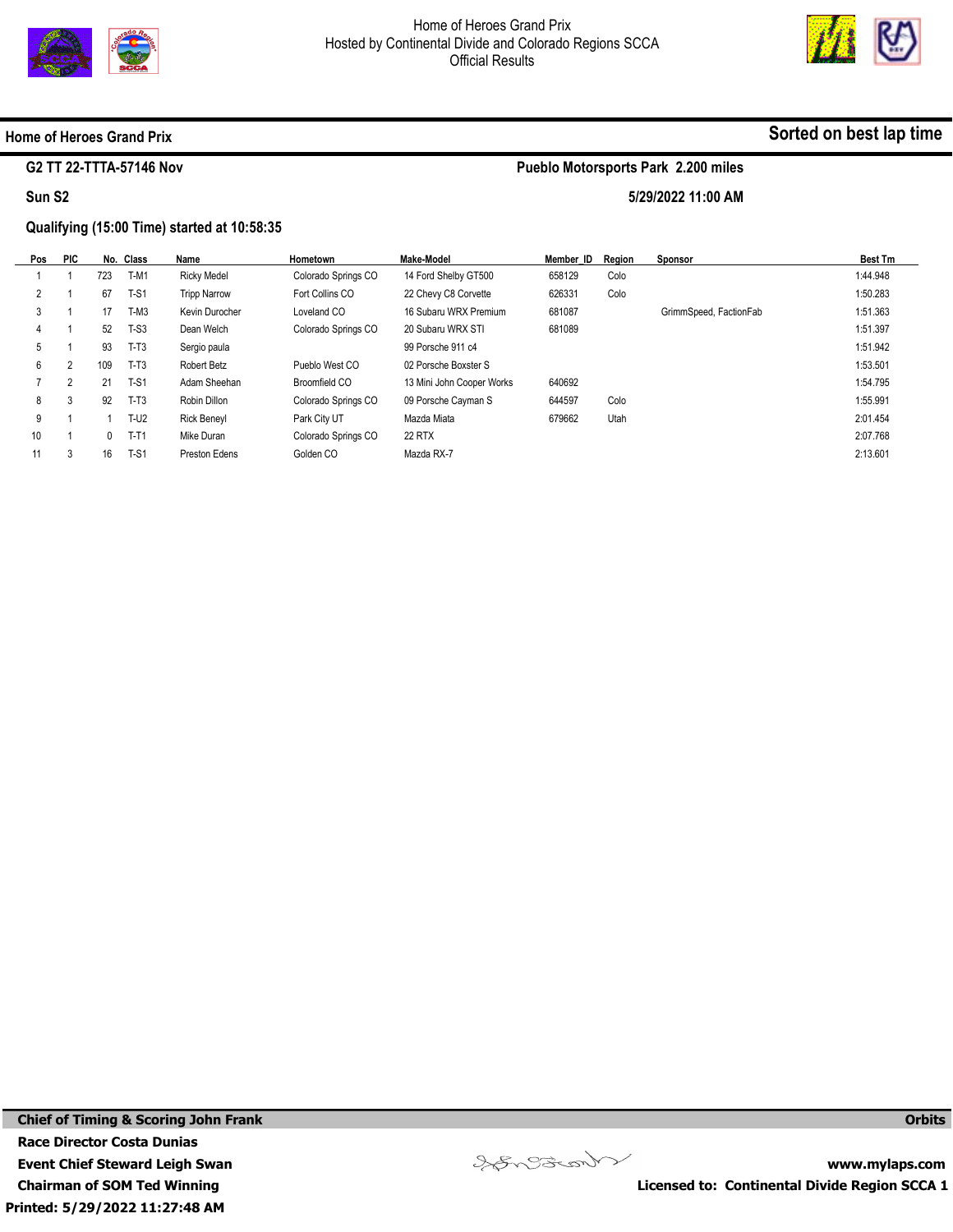Home of Heroes Grand Prix
Hosted by Continental Divide and Colorado Regions SCCA
Official Results

## Home of Heroes Grand Prix

**Sorted on best lap time**

**G2 TT 22-TTTA-57146 Nov** | **Pueblo Motorsports Park 2.200 miles**

**Sun S2** | **5/29/2022 11:00 AM**

**Qualifying (15:00 Time) started at 10:58:35**

| Pos | PIC | No. | Class | Name | Hometown | Make-Model | Member_ID | Region | Sponsor | Best Tm |
|---|---|---|---|---|---|---|---|---|---|---|
| 1 | 1 | 723 | T-M1 | Ricky Medel | Colorado Springs CO | 14 Ford Shelby GT500 | 658129 | Colo | | 1:44.948 |
| 2 | 1 | 67 | T-S1 | Tripp Narrow | Fort Collins CO | 22 Chevy C8 Corvette | 626331 | Colo | | 1:50.283 |
| 3 | 1 | 17 | T-M3 | Kevin Durocher | Loveland CO | 16 Subaru WRX Premium | 681087 | | GrimmSpeed, FactionFab | 1:51.363 |
| 4 | 1 | 52 | T-S3 | Dean Welch | Colorado Springs CO | 20 Subaru WRX STI | 681089 | | | 1:51.397 |
| 5 | 1 | 93 | T-T3 | Sergio paula | | 99 Porsche 911 c4 | | | | 1:51.942 |
| 6 | 2 | 109 | T-T3 | Robert Betz | Pueblo West CO | 02 Porsche Boxster S | | | | 1:53.501 |
| 7 | 2 | 21 | T-S1 | Adam Sheehan | Broomfield CO | 13 Mini John Cooper Works | 640692 | | | 1:54.795 |
| 8 | 3 | 92 | T-T3 | Robin Dillon | Colorado Springs CO | 09 Porsche Cayman S | 644597 | Colo | | 1:55.991 |
| 9 | 1 | 1 | T-U2 | Rick Beneyl | Park City UT | Mazda Miata | 679662 | Utah | | 2:01.454 |
| 10 | 1 | 0 | T-T1 | Mike Duran | Colorado Springs CO | 22 RTX | | | | 2:07.768 |
| 11 | 3 | 16 | T-S1 | Preston Edens | Golden CO | Mazda RX-7 | | | | 2:13.601 |

**Chief of Timing & Scoring John Frank**
**Race Director Costa Dunias**
**Event Chief Steward Leigh Swan**
**Chairman of SOM Ted Winning**
**Printed: 5/29/2022 11:27:48 AM**

**Orbits**
**www.mylaps.com**
**Licensed to: Continental Divide Region SCCA 1**